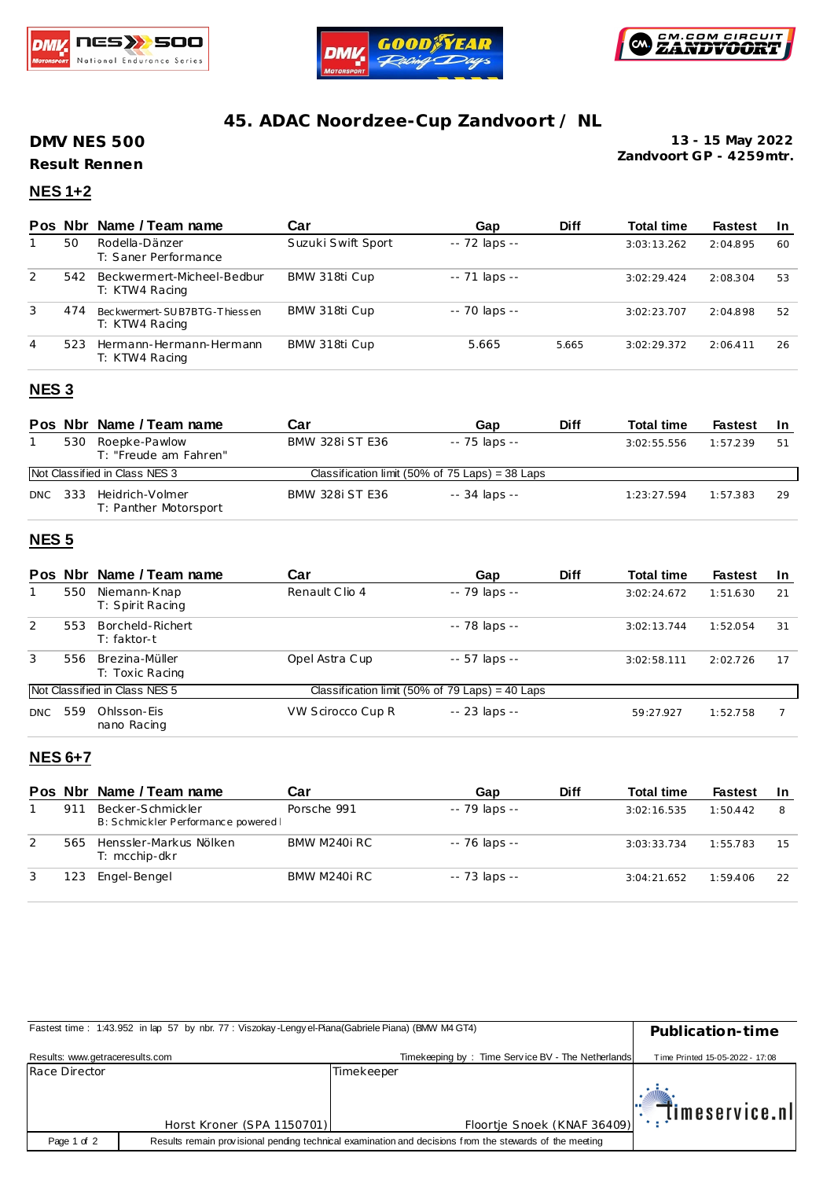# 45. ADAC Noordzee-Cup Zandvoort / NL

**DMV NES 500**

**Result Rennen**

**13 - 15 May 2022**
**Zandvoort GP - 4259mtr.**

## NES 1+2

| Pos | Nbr | Name / Team name | Car | Gap | Diff | Total time | Fastest | In |
|---|---|---|---|---|---|---|---|---|
| 1 | 50 | Rodella-Dänzer<br>T: Saner Performance | Suzuki Swift Sport | -- 72 laps -- | | 3:03:13.262 | 2:04.895 | 60 |
| 2 | 542 | Beckwermert-Micheel-Bedbur<br>T: KTW4 Racing | BMW 318ti Cup | -- 71 laps -- | | 3:02:29.424 | 2:08.304 | 53 |
| 3 | 474 | Beckwermert-SUB7BTG-Thiessen<br>T: KTW4 Racing | BMW 318ti Cup | -- 70 laps -- | | 3:02:23.707 | 2:04.898 | 52 |
| 4 | 523 | Hermann-Hermann-Hermann<br>T: KTW4 Racing | BMW 318ti Cup | 5.665 | 5.665 | 3:02:29.372 | 2:06.411 | 26 |

## NES 3

| Pos | Nbr | Name / Team name | Car | Gap | Diff | Total time | Fastest | In |
|---|---|---|---|---|---|---|---|---|
| 1 | 530 | Roepke-Pawlow<br>T: "Freude am Fahren" | BMW 328i ST E36 | -- 75 laps -- | | 3:02:55.556 | 1:57.239 | 51 |
| Not Classified in Class NES 3 | | | Classification limit (50% of 75 Laps) = 38 Laps | | | | | |
| DNC | 333 | Heidrich-Volmer<br>T: Panther Motorsport | BMW 328i ST E36 | -- 34 laps -- | | 1:23:27.594 | 1:57.383 | 29 |

## NES 5

| Pos | Nbr | Name / Team name | Car | Gap | Diff | Total time | Fastest | In |
|---|---|---|---|---|---|---|---|---|
| 1 | 550 | Niemann-Knap<br>T: Spirit Racing | Renault Clio 4 | -- 79 laps -- | | 3:02:24.672 | 1:51.630 | 21 |
| 2 | 553 | Borcheld-Richert<br>T: faktor-t | | -- 78 laps -- | | 3:02:13.744 | 1:52.054 | 31 |
| 3 | 556 | Brezina-Müller<br>T: Toxic Racing | Opel Astra Cup | -- 57 laps -- | | 3:02:58.111 | 2:02.726 | 17 |
| Not Classified in Class NES 5 | | | Classification limit (50% of 79 Laps) = 40 Laps | | | | | |
| DNC | 559 | Ohlsson-Eis<br>nano Racing | VW Scirocco Cup R | -- 23 laps -- | | 59:27.927 | 1:52.758 | 7 |

## NES 6+7

| Pos | Nbr | Name / Team name | Car | Gap | Diff | Total time | Fastest | In |
|---|---|---|---|---|---|---|---|---|
| 1 | 911 | Becker-Schmickler<br>B: Schmickler Performance powered | Porsche 991 | -- 79 laps -- | | 3:02:16.535 | 1:50.442 | 8 |
| 2 | 565 | Henssler-Markus Nölken<br>T: mcchip-dkr | BMW M240i RC | -- 76 laps -- | | 3:03:33.734 | 1:55.783 | 15 |
| 3 | 123 | Engel-Bengel | BMW M240i RC | -- 73 laps -- | | 3:04:21.652 | 1:59.406 | 22 |

Fastest time : 1:43.952 in lap 57 by nbr. 77 : Viszokay-Lengyel-Piana(Gabriele Piana) (BMW M4 GT4)

**Publication-time**

Results: www.getraceresults.com

Timekeeping by : Time Service BV - The Netherlands

Time Printed 15-05-2022 - 17:08

| Race Director | Timekeeper |
|---|---|
| Horst Kroner (SPA 1150701) | Floortje Snoek (KNAF 36409) |

timeservice.nl

Results remain provisional pending technical examination and decisions from the stewards of the meeting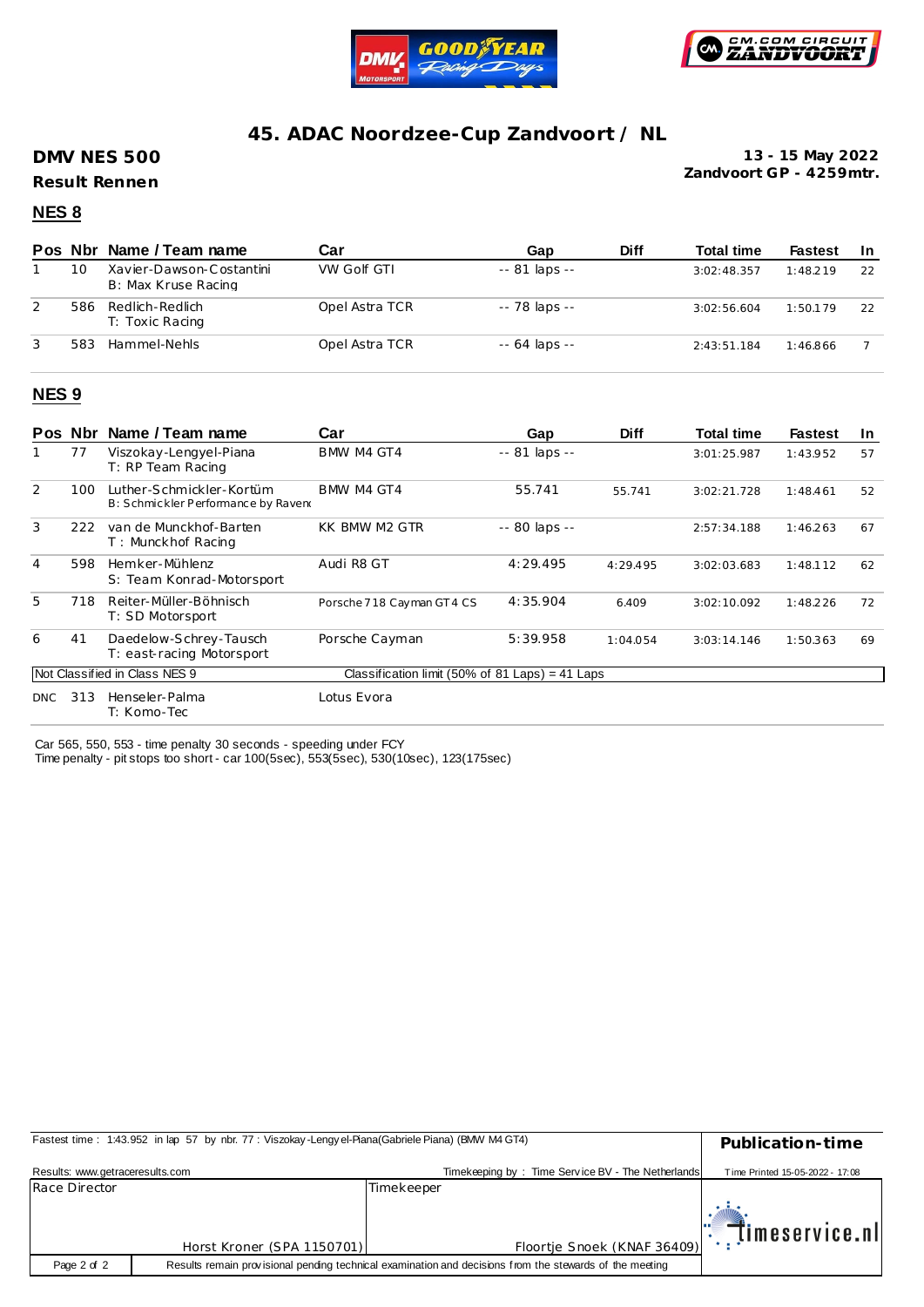# 45. ADAC Noordzee-Cup Zandvoort / NL

**DMV NES 500**

**Result Rennen**

**13 - 15 May 2022**
**Zandvoort GP - 4259mtr.**

## NES 8

| Pos | Nbr | Name / Team name | Car | Gap | Diff | Total time | Fastest | In |
|---|---|---|---|---|---|---|---|---|
| 1 | 10 | Xavier-Dawson-Costantini<br>B: Max Kruse Racing | VW Golf GTI | -- 81 laps -- | | 3:02:48.357 | 1:48.219 | 22 |
| 2 | 586 | Redlich-Redlich<br>T: Toxic Racing | Opel Astra TCR | -- 78 laps -- | | 3:02:56.604 | 1:50.179 | 22 |
| 3 | 583 | Hammel-Nehls | Opel Astra TCR | -- 64 laps -- | | 2:43:51.184 | 1:46.866 | 7 |

## NES 9

| Pos | Nbr | Name / Team name | Car | Gap | Diff | Total time | Fastest | In |
|---|---|---|---|---|---|---|---|---|
| 1 | 77 | Viszokay-Lengyel-Piana<br>T: RP Team Racing | BMW M4 GT4 | -- 81 laps -- | | 3:01:25.987 | 1:43.952 | 57 |
| 2 | 100 | Luther-Schmickler-Kortüm<br>B: Schmickler Performance by Raven | BMW M4 GT4 | 55.741 | 55.741 | 3:02:21.728 | 1:48.461 | 52 |
| 3 | 222 | van de Munckhof-Barten<br>T : Munckhof Racing | KK BMW M2 GTR | -- 80 laps -- | | 2:57:34.188 | 1:46.263 | 67 |
| 4 | 598 | Hemker-Mühlenz<br>S: Team Konrad-Motorsport | Audi R8 GT | 4:29.495 | 4:29.495 | 3:02:03.683 | 1:48.112 | 62 |
| 5 | 718 | Reiter-Müller-Böhnisch<br>T: SD Motorsport | Porsche 718 Cayman GT4 CS | 4:35.904 | 6.409 | 3:02:10.092 | 1:48.226 | 72 |
| 6 | 41 | Daedelow-Schrey-Tausch<br>T: east-racing Motorsport | Porsche Cayman | 5:39.958 | 1:04.054 | 3:03:14.146 | 1:50.363 | 69 |
| Not Classified in Class NES 9 | | | Classification limit (50% of 81 Laps) = 41 Laps | | | | | |
| DNC | 313 | Henseler-Palma<br>T: Komo-Tec | Lotus Evora | | | | | |

Car 565, 550, 553 - time penalty 30 seconds - speeding under FCY
Time penalty - pit stops too short - car 100(5sec), 553(5sec), 530(10sec), 123(175sec)

Fastest time : 1:43.952 in lap 57 by nbr. 77 : Viszokay-Lengyel-Piana(Gabriele Piana) (BMW M4 GT4)

**Publication-time**

Results: www.getraceresults.com

Timekeeping by : Time Service BV - The Netherlands

Time Printed 15-05-2022 - 17:08

| Race Director | Timekeeper |
|---|---|
| Horst Kroner (SPA 1150701) | Floortje Snoek (KNAF 36409) |

timeservice.nl

Results remain provisional pending technical examination and decisions from the stewards of the meeting